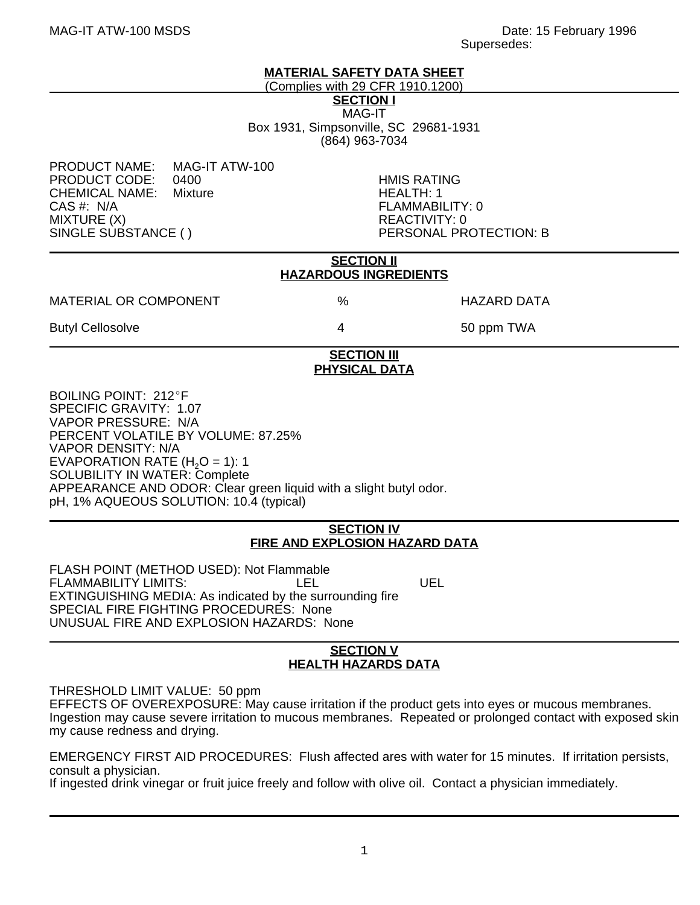MAG-IT ATW-100 MSDS

Date: 15 February 1996
Supersedes:

# MATERIAL SAFETY DATA SHEET

(Complies with 29 CFR 1910.1200)

## SECTION I

MAG-IT
Box 1931, Simpsonville, SC 29681-1931
(864) 963-7034

PRODUCT NAME: MAG-IT ATW-100
PRODUCT CODE: 0400
CHEMICAL NAME: Mixture
CAS #: N/A
MIXTURE (X)
SINGLE SUBSTANCE ( )

HMIS RATING
HEALTH: 1
FLAMMABILITY: 0
REACTIVITY: 0
PERSONAL PROTECTION: B

## SECTION II
## HAZARDOUS INGREDIENTS

| MATERIAL OR COMPONENT | % | HAZARD DATA |
|---|---|---|
| Butyl Cellosolve | 4 | 50 ppm TWA |

## SECTION III
## PHYSICAL DATA

BOILING POINT: 212°F
SPECIFIC GRAVITY: 1.07
VAPOR PRESSURE: N/A
PERCENT VOLATILE BY VOLUME: 87.25%
VAPOR DENSITY: N/A
EVAPORATION RATE ($H_2O$ = 1): 1
SOLUBILITY IN WATER: Complete
APPEARANCE AND ODOR: Clear green liquid with a slight butyl odor.
pH, 1% AQUEOUS SOLUTION: 10.4 (typical)

## SECTION IV
## FIRE AND EXPLOSION HAZARD DATA

FLASH POINT (METHOD USED): Not Flammable
FLAMMABILITY LIMITS: LEL UEL
EXTINGUISHING MEDIA: As indicated by the surrounding fire
SPECIAL FIRE FIGHTING PROCEDURES: None
UNUSUAL FIRE AND EXPLOSION HAZARDS: None

## SECTION V
## HEALTH HAZARDS DATA

THRESHOLD LIMIT VALUE: 50 ppm
EFFECTS OF OVEREXPOSURE: May cause irritation if the product gets into eyes or mucous membranes. Ingestion may cause severe irritation to mucous membranes. Repeated or prolonged contact with exposed skin my cause redness and drying.

EMERGENCY FIRST AID PROCEDURES: Flush affected ares with water for 15 minutes. If irritation persists, consult a physician.
If ingested drink vinegar or fruit juice freely and follow with olive oil. Contact a physician immediately.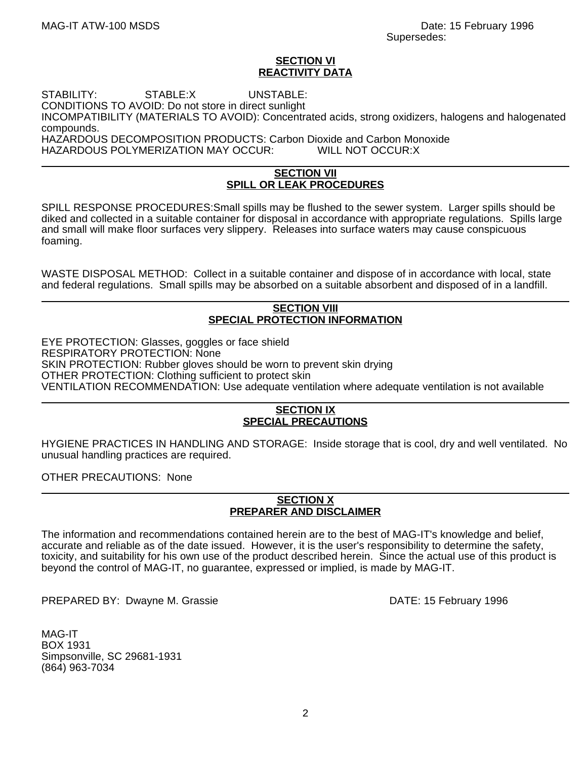## SECTION VI
## REACTIVITY DATA

STABILITY: STABLE:X UNSTABLE:
CONDITIONS TO AVOID: Do not store in direct sunlight
INCOMPATIBILITY (MATERIALS TO AVOID): Concentrated acids, strong oxidizers, halogens and halogenated compounds.
HAZARDOUS DECOMPOSITION PRODUCTS: Carbon Dioxide and Carbon Monoxide
HAZARDOUS POLYMERIZATION MAY OCCUR: WILL NOT OCCUR:X

## SECTION VII
## SPILL OR LEAK PROCEDURES

SPILL RESPONSE PROCEDURES:Small spills may be flushed to the sewer system. Larger spills should be diked and collected in a suitable container for disposal in accordance with appropriate regulations. Spills large and small will make floor surfaces very slippery. Releases into surface waters may cause conspicuous foaming.

WASTE DISPOSAL METHOD: Collect in a suitable container and dispose of in accordance with local, state and federal regulations. Small spills may be absorbed on a suitable absorbent and disposed of in a landfill.

## SECTION VIII
## SPECIAL PROTECTION INFORMATION

EYE PROTECTION: Glasses, goggles or face shield
RESPIRATORY PROTECTION: None
SKIN PROTECTION: Rubber gloves should be worn to prevent skin drying
OTHER PROTECTION: Clothing sufficient to protect skin
VENTILATION RECOMMENDATION: Use adequate ventilation where adequate ventilation is not available

## SECTION IX
## SPECIAL PRECAUTIONS

HYGIENE PRACTICES IN HANDLING AND STORAGE: Inside storage that is cool, dry and well ventilated. No unusual handling practices are required.

OTHER PRECAUTIONS: None

## SECTION X
## PREPARER AND DISCLAIMER

The information and recommendations contained herein are to the best of MAG-IT's knowledge and belief, accurate and reliable as of the date issued. However, it is the user's responsibility to determine the safety, toxicity, and suitability for his own use of the product described herein. Since the actual use of this product is beyond the control of MAG-IT, no guarantee, expressed or implied, is made by MAG-IT.

PREPARED BY: Dwayne M. Grassie DATE: 15 February 1996

MAG-IT
BOX 1931
Simpsonville, SC 29681-1931
(864) 963-7034